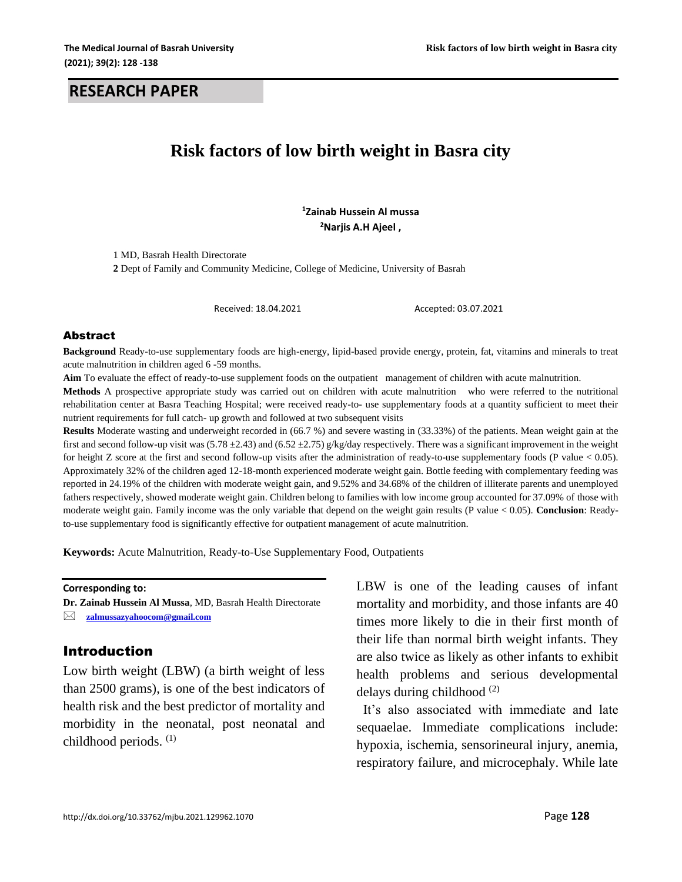## RESEARCH PAPER

# Risk factors of low birth weight in Basra city

[1]Zainab Hussein Al mussa
[2]Narjis A.H Ajeel ,

1 MD, Basrah Health Directorate
2 Dept of Family and Community Medicine, College of Medicine, University of Basrah

Received: 18.04.2021 Accepted: 03.07.2021

### Abstract

**Background** Ready-to-use supplementary foods are high-energy, lipid-based provide energy, protein, fat, vitamins and minerals to treat acute malnutrition in children aged 6 -59 months.

**Aim** To evaluate the effect of ready-to-use supplement foods on the outpatient management of children with acute malnutrition.

**Methods** A prospective appropriate study was carried out on children with acute malnutrition who were referred to the nutritional rehabilitation center at Basra Teaching Hospital; were received ready-to- use supplementary foods at a quantity sufficient to meet their nutrient requirements for full catch- up growth and followed at two subsequent visits

**Results** Moderate wasting and underweight recorded in (66.7 %) and severe wasting in (33.33%) of the patients. Mean weight gain at the first and second follow-up visit was (5.78 ±2.43) and (6.52 ±2.75) g/kg/day respectively. There was a significant improvement in the weight for height Z score at the first and second follow-up visits after the administration of ready-to-use supplementary foods (P value < 0.05). Approximately 32% of the children aged 12-18-month experienced moderate weight gain. Bottle feeding with complementary feeding was reported in 24.19% of the children with moderate weight gain, and 9.52% and 34.68% of the children of illiterate parents and unemployed fathers respectively, showed moderate weight gain. Children belong to families with low income group accounted for 37.09% of those with moderate weight gain. Family income was the only variable that depend on the weight gain results (P value < 0.05). **Conclusion**: Ready-to-use supplementary food is significantly effective for outpatient management of acute malnutrition.

**Keywords:** Acute Malnutrition, Ready-to-Use Supplementary Food, Outpatients

**Corresponding to:**
**Dr. Zainab Hussein Al Mussa**, MD, Basrah Health Directorate
zalmussazyahoocom@gmail.com

## Introduction

Low birth weight (LBW) (a birth weight of less than 2500 grams), is one of the best indicators of health risk and the best predictor of mortality and morbidity in the neonatal, post neonatal and childhood periods. [1]

LBW is one of the leading causes of infant mortality and morbidity, and those infants are 40 times more likely to die in their first month of their life than normal birth weight infants. They are also twice as likely as other infants to exhibit health problems and serious developmental delays during childhood [2]

It's also associated with immediate and late sequaelae. Immediate complications include: hypoxia, ischemia, sensorineural injury, anemia, respiratory failure, and microcephaly. While late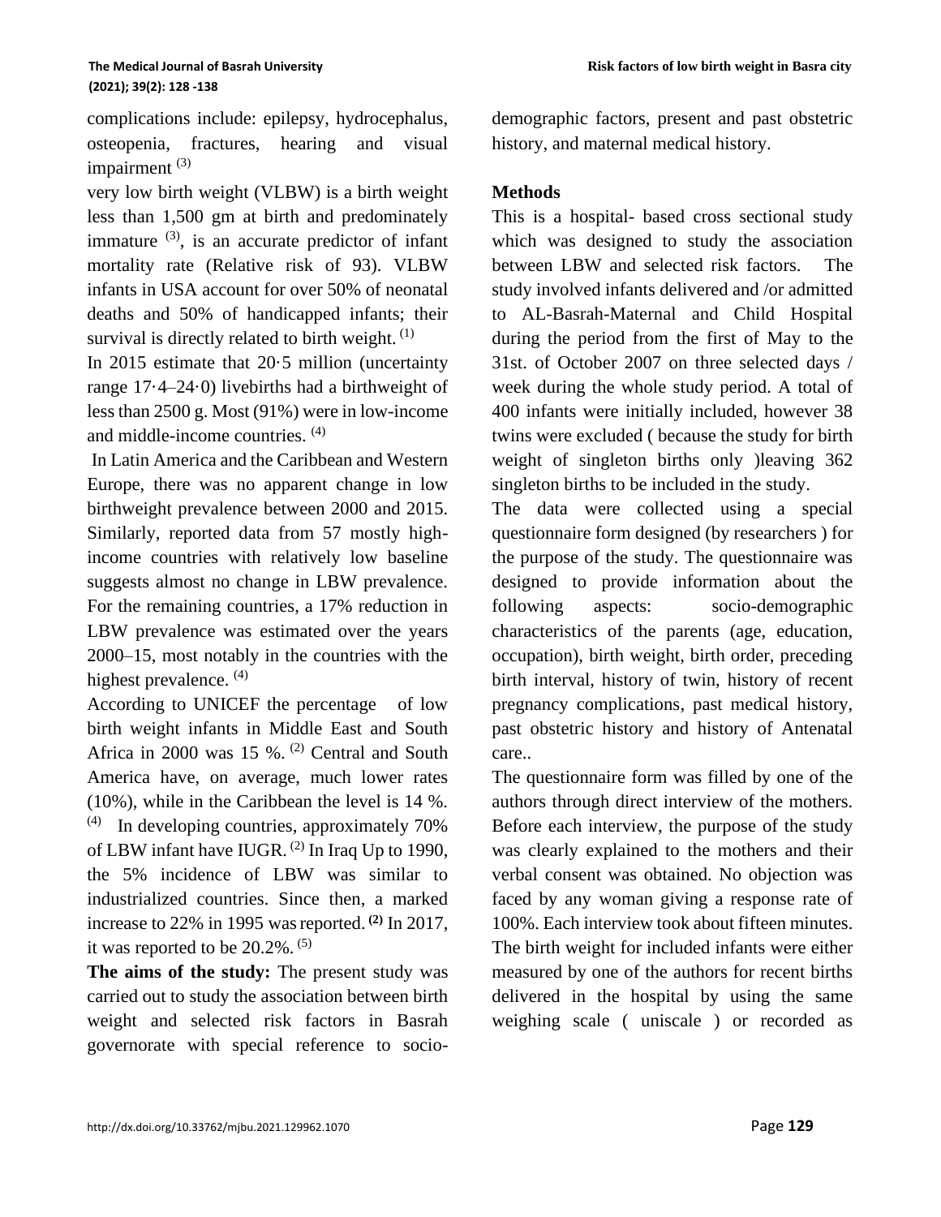complications include: epilepsy, hydrocephalus, osteopenia, fractures, hearing and visual impairment [3]

very low birth weight (VLBW) is a birth weight less than 1,500 gm at birth and predominately immature [3], is an accurate predictor of infant mortality rate (Relative risk of 93). VLBW infants in USA account for over 50% of neonatal deaths and 50% of handicapped infants; their survival is directly related to birth weight. [1]

In 2015 estimate that 20·5 million (uncertainty range 17·4–24·0) livebirths had a birthweight of less than 2500 g. Most (91%) were in low-income and middle-income countries. [4]

In Latin America and the Caribbean and Western Europe, there was no apparent change in low birthweight prevalence between 2000 and 2015. Similarly, reported data from 57 mostly high-income countries with relatively low baseline suggests almost no change in LBW prevalence. For the remaining countries, a 17% reduction in LBW prevalence was estimated over the years 2000–15, most notably in the countries with the highest prevalence. [4]

According to UNICEF the percentage of low birth weight infants in Middle East and South Africa in 2000 was 15 %. [2] Central and South America have, on average, much lower rates (10%), while in the Caribbean the level is 14 %. [4] In developing countries, approximately 70% of LBW infant have IUGR. [2] In Iraq Up to 1990, the 5% incidence of LBW was similar to industrialized countries. Since then, a marked increase to 22% in 1995 was reported. [2] In 2017, it was reported to be 20.2%. [5]

**The aims of the study:** The present study was carried out to study the association between birth weight and selected risk factors in Basrah governorate with special reference to socio-demographic factors, present and past obstetric history, and maternal medical history.

## Methods

This is a hospital- based cross sectional study which was designed to study the association between LBW and selected risk factors. The study involved infants delivered and /or admitted to AL-Basrah-Maternal and Child Hospital during the period from the first of May to the 31st. of October 2007 on three selected days / week during the whole study period. A total of 400 infants were initially included, however 38 twins were excluded ( because the study for birth weight of singleton births only )leaving 362 singleton births to be included in the study.

The data were collected using a special questionnaire form designed (by researchers ) for the purpose of the study. The questionnaire was designed to provide information about the following aspects: socio-demographic characteristics of the parents (age, education, occupation), birth weight, birth order, preceding birth interval, history of twin, history of recent pregnancy complications, past medical history, past obstetric history and history of Antenatal care..

The questionnaire form was filled by one of the authors through direct interview of the mothers. Before each interview, the purpose of the study was clearly explained to the mothers and their verbal consent was obtained. No objection was faced by any woman giving a response rate of 100%. Each interview took about fifteen minutes. The birth weight for included infants were either measured by one of the authors for recent births delivered in the hospital by using the same weighing scale ( uniscale ) or recorded as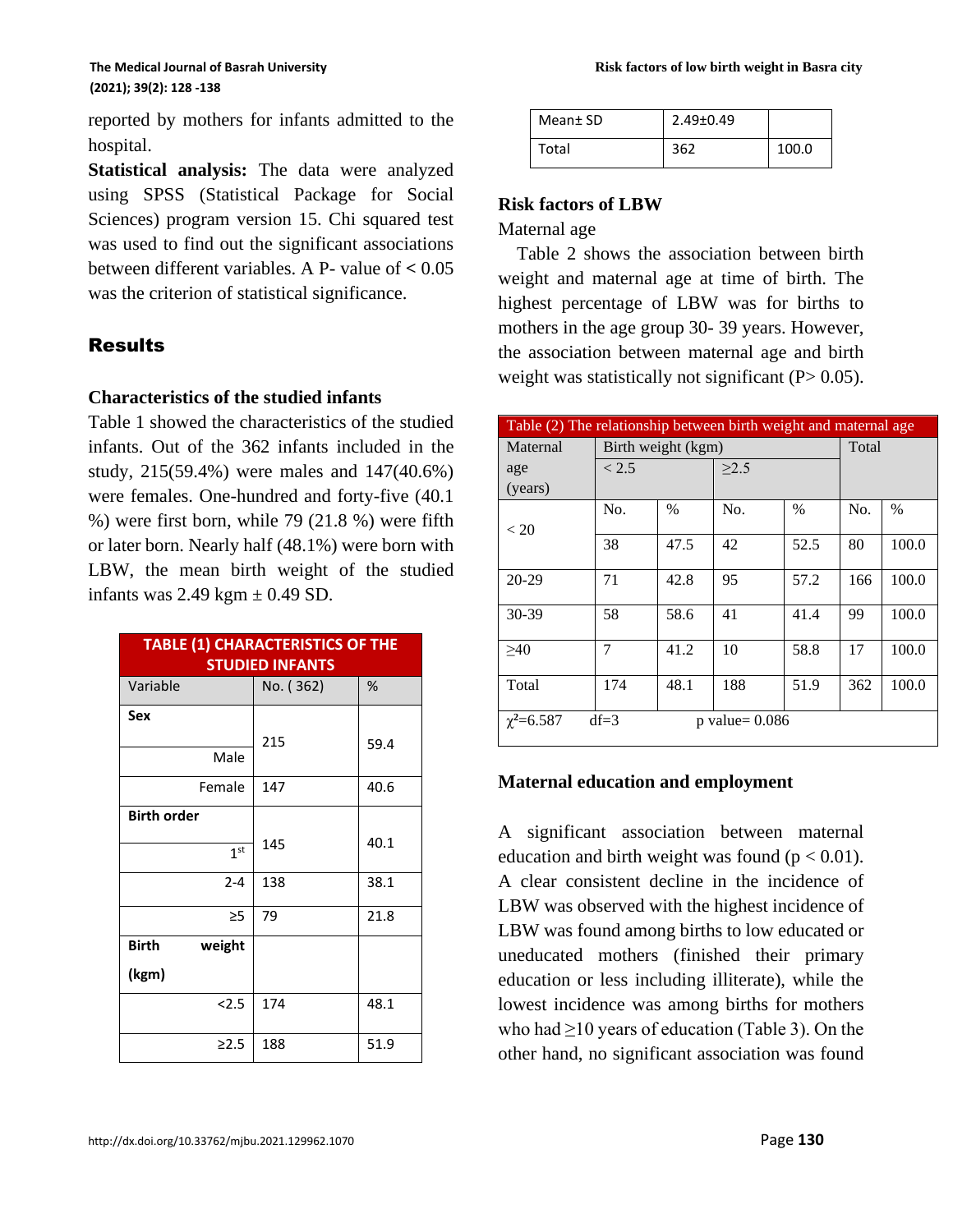reported by mothers for infants admitted to the hospital.

**Statistical analysis:** The data were analyzed using SPSS (Statistical Package for Social Sciences) program version 15. Chi squared test was used to find out the significant associations between different variables. A P- value of **<** 0.05 was the criterion of statistical significance.

## Results

### Characteristics of the studied infants

Table 1 showed the characteristics of the studied infants. Out of the 362 infants included in the study, 215(59.4%) were males and 147(40.6%) were females. One-hundred and forty-five (40.1 %) were first born, while 79 (21.8 %) were fifth or later born. Nearly half (48.1%) were born with LBW, the mean birth weight of the studied infants was 2.49 kgm ± 0.49 SD.

**TABLE (1) CHARACTERISTICS OF THE STUDIED INFANTS**

| Variable | No. ( 362) | % |
|---|---|---|
| **Sex** | | |
| Male | 215 | 59.4 |
| Female | 147 | 40.6 |
| **Birth order** | | |
| 1st | 145 | 40.1 |
| 2-4 | 138 | 38.1 |
| ≥5 | 79 | 21.8 |
| **Birth weight (kgm)** | | |
| <2.5 | 174 | 48.1 |
| ≥2.5 | 188 | 51.9 |
| Mean± SD | 2.49±0.49 | |
| Total | 362 | 100.0 |

### Risk factors of LBW

Maternal age

Table 2 shows the association between birth weight and maternal age at time of birth. The highest percentage of LBW was for births to mothers in the age group 30- 39 years. However, the association between maternal age and birth weight was statistically not significant (P> 0.05).

Table (2) The relationship between birth weight and maternal age

| Maternal age (years) | Birth weight (kgm) | | | | Total | |
|---|---|---|---|---|---|---|
| | < 2.5 | | ≥2.5 | | | |
| | No. | % | No. | % | No. | % |
| < 20 | 38 | 47.5 | 42 | 52.5 | 80 | 100.0 |
| 20-29 | 71 | 42.8 | 95 | 57.2 | 166 | 100.0 |
| 30-39 | 58 | 58.6 | 41 | 41.4 | 99 | 100.0 |
| ≥40 | 7 | 41.2 | 10 | 58.8 | 17 | 100.0 |
| Total | 174 | 48.1 | 188 | 51.9 | 362 | 100.0 |
| $\chi^2$=6.587 df=3 p value= 0.086 | | | | | | |

### Maternal education and employment

A significant association between maternal education and birth weight was found (p < 0.01). A clear consistent decline in the incidence of LBW was observed with the highest incidence of LBW was found among births to low educated or uneducated mothers (finished their primary education or less including illiterate), while the lowest incidence was among births for mothers who had ≥10 years of education (Table 3). On the other hand, no significant association was found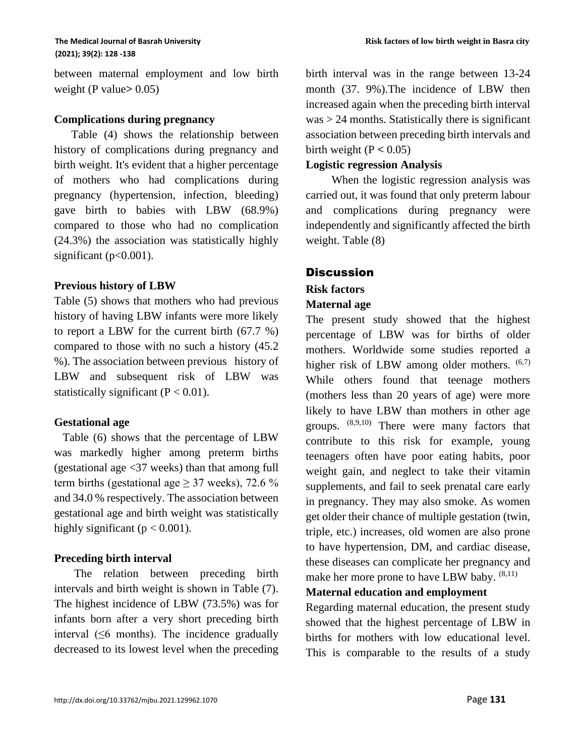between maternal employment and low birth weight (P value> 0.05)

### Complications during pregnancy

Table (4) shows the relationship between history of complications during pregnancy and birth weight. It's evident that a higher percentage of mothers who had complications during pregnancy (hypertension, infection, bleeding) gave birth to babies with LBW (68.9%) compared to those who had no complication (24.3%) the association was statistically highly significant ($p<0.001$).

### Previous history of LBW

Table (5) shows that mothers who had previous history of having LBW infants were more likely to report a LBW for the current birth (67.7 %) compared to those with no such a history (45.2 %). The association between previous history of LBW and subsequent risk of LBW was statistically significant ($P < 0.01$).

### Gestational age

Table (6) shows that the percentage of LBW was markedly higher among preterm births (gestational age <37 weeks) than that among full term births (gestational age ≥ 37 weeks), 72.6 % and 34.0 % respectively. The association between gestational age and birth weight was statistically highly significant ($p < 0.001$).

### Preceding birth interval

The relation between preceding birth intervals and birth weight is shown in Table (7). The highest incidence of LBW (73.5%) was for infants born after a very short preceding birth interval (≤6 months). The incidence gradually decreased to its lowest level when the preceding birth interval was in the range between 13-24 month (37. 9%).The incidence of LBW then increased again when the preceding birth interval was > 24 months. Statistically there is significant association between preceding birth intervals and birth weight ($P < 0.05$)

### Logistic regression Analysis

When the logistic regression analysis was carried out, it was found that only preterm labour and complications during pregnancy were independently and significantly affected the birth weight. Table (8)

## Discussion

### Risk factors

### Maternal age

The present study showed that the highest percentage of LBW was for births of older mothers. Worldwide some studies reported a higher risk of LBW among older mothers. [6,7] While others found that teenage mothers (mothers less than 20 years of age) were more likely to have LBW than mothers in other age groups. [8,9,10] There were many factors that contribute to this risk for example, young teenagers often have poor eating habits, poor weight gain, and neglect to take their vitamin supplements, and fail to seek prenatal care early in pregnancy. They may also smoke. As women get older their chance of multiple gestation (twin, triple, etc.) increases, old women are also prone to have hypertension, DM, and cardiac disease, these diseases can complicate her pregnancy and make her more prone to have LBW baby. [8,11]

### Maternal education and employment

Regarding maternal education, the present study showed that the highest percentage of LBW in births for mothers with low educational level. This is comparable to the results of a study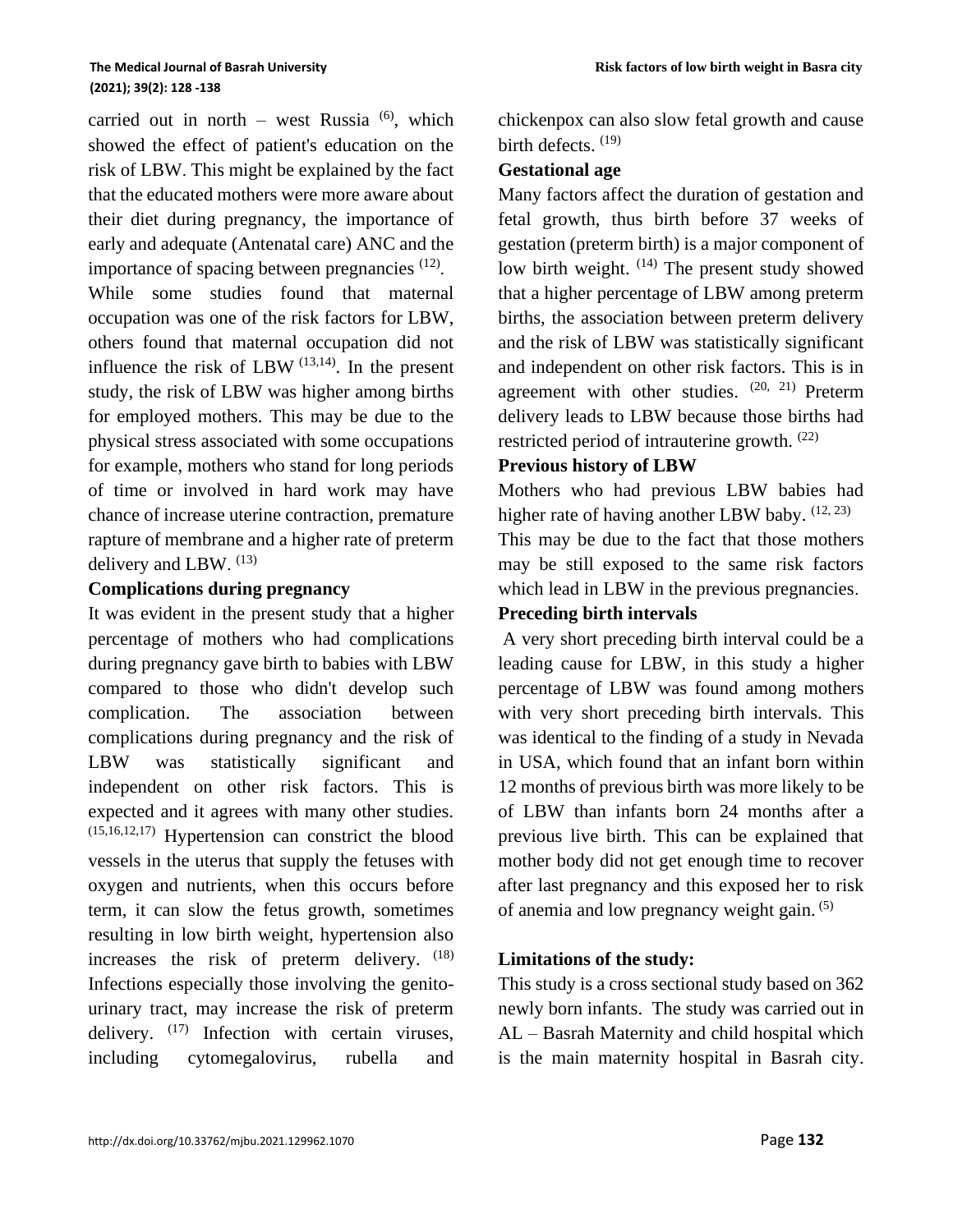carried out in north – west Russia [6], which showed the effect of patient's education on the risk of LBW. This might be explained by the fact that the educated mothers were more aware about their diet during pregnancy, the importance of early and adequate (Antenatal care) ANC and the importance of spacing between pregnancies [12].

While some studies found that maternal occupation was one of the risk factors for LBW, others found that maternal occupation did not influence the risk of LBW [13,14]. In the present study, the risk of LBW was higher among births for employed mothers. This may be due to the physical stress associated with some occupations for example, mothers who stand for long periods of time or involved in hard work may have chance of increase uterine contraction, premature rapture of membrane and a higher rate of preterm delivery and LBW. [13]

**Complications during pregnancy**

It was evident in the present study that a higher percentage of mothers who had complications during pregnancy gave birth to babies with LBW compared to those who didn't develop such complication. The association between complications during pregnancy and the risk of LBW was statistically significant and independent on other risk factors. This is expected and it agrees with many other studies. [15,16,12,17] Hypertension can constrict the blood vessels in the uterus that supply the fetuses with oxygen and nutrients, when this occurs before term, it can slow the fetus growth, sometimes resulting in low birth weight, hypertension also increases the risk of preterm delivery. [18] Infections especially those involving the genito-urinary tract, may increase the risk of preterm delivery. [17] Infection with certain viruses, including cytomegalovirus, rubella and chickenpox can also slow fetal growth and cause birth defects. [19]

**Gestational age**

Many factors affect the duration of gestation and fetal growth, thus birth before 37 weeks of gestation (preterm birth) is a major component of low birth weight. [14] The present study showed that a higher percentage of LBW among preterm births, the association between preterm delivery and the risk of LBW was statistically significant and independent on other risk factors. This is in agreement with other studies. [20, 21] Preterm delivery leads to LBW because those births had restricted period of intrauterine growth. [22]

**Previous history of LBW**

Mothers who had previous LBW babies had higher rate of having another LBW baby. [12, 23] This may be due to the fact that those mothers may be still exposed to the same risk factors which lead in LBW in the previous pregnancies.

**Preceding birth intervals**

A very short preceding birth interval could be a leading cause for LBW, in this study a higher percentage of LBW was found among mothers with very short preceding birth intervals. This was identical to the finding of a study in Nevada in USA, which found that an infant born within 12 months of previous birth was more likely to be of LBW than infants born 24 months after a previous live birth. This can be explained that mother body did not get enough time to recover after last pregnancy and this exposed her to risk of anemia and low pregnancy weight gain. [5]

**Limitations of the study:**

This study is a cross sectional study based on 362 newly born infants. The study was carried out in AL – Basrah Maternity and child hospital which is the main maternity hospital in Basrah city.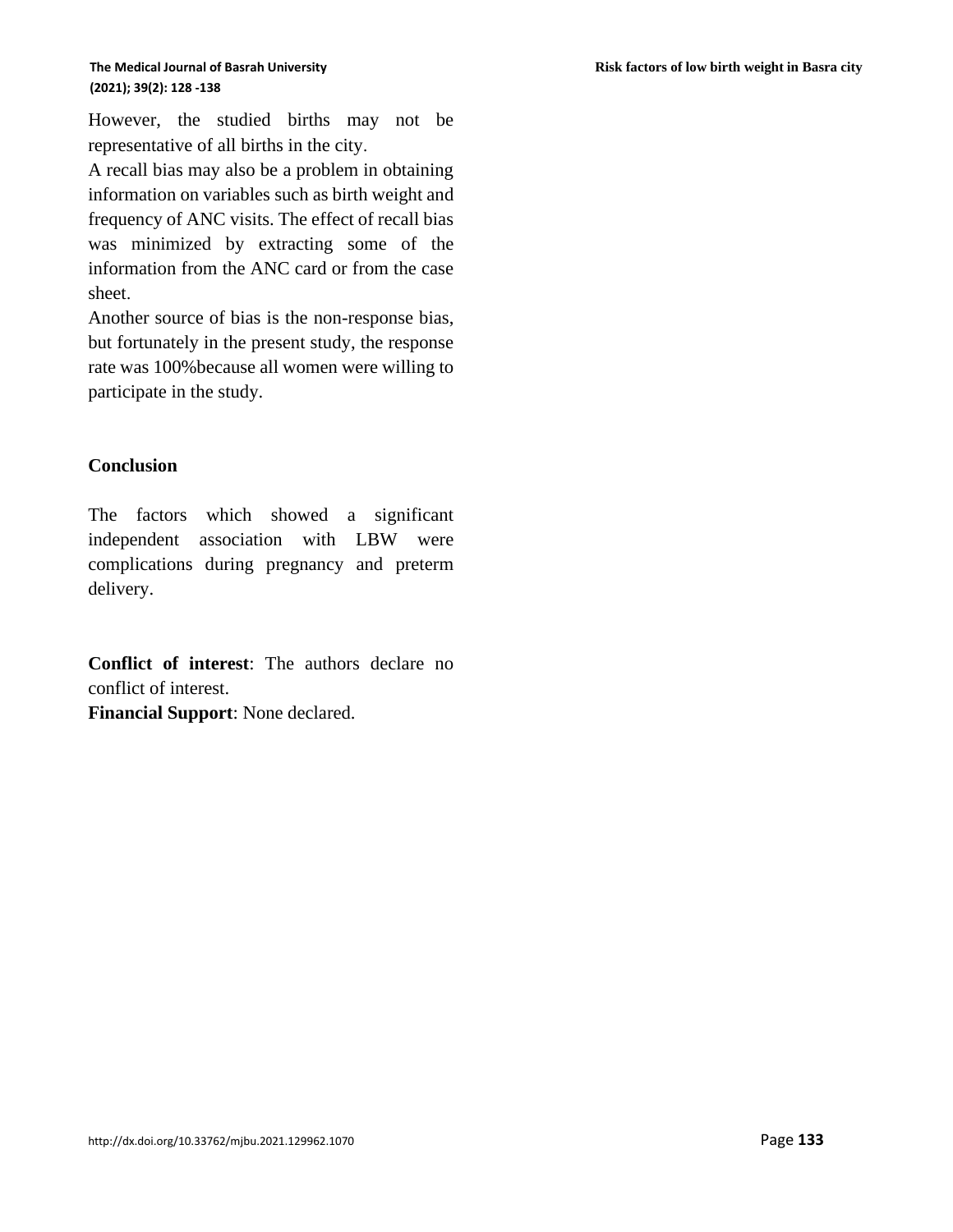However, the studied births may not be representative of all births in the city.

A recall bias may also be a problem in obtaining information on variables such as birth weight and frequency of ANC visits. The effect of recall bias was minimized by extracting some of the information from the ANC card or from the case sheet.

Another source of bias is the non-response bias, but fortunately in the present study, the response rate was 100%because all women were willing to participate in the study.

## Conclusion

The factors which showed a significant independent association with LBW were complications during pregnancy and preterm delivery.

**Conflict of interest**: The authors declare no conflict of interest.

**Financial Support**: None declared.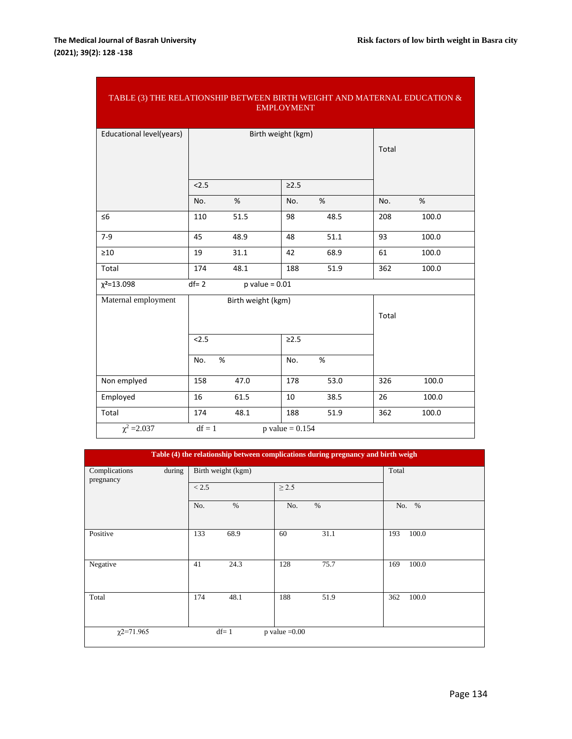TABLE (3) THE RELATIONSHIP BETWEEN BIRTH WEIGHT AND MATERNAL EDUCATION & EMPLOYMENT

| Educational level(years) | Birth weight (kgm) | | | | Total | |
|---|---|---|---|---|---|---|
| | <2.5 | | ≥2.5 | | | |
| | No. | % | No. | % | No. | % |
| ≤6 | 110 | 51.5 | 98 | 48.5 | 208 | 100.0 |
| 7-9 | 45 | 48.9 | 48 | 51.1 | 93 | 100.0 |
| ≥10 | 19 | 31.1 | 42 | 68.9 | 61 | 100.0 |
| Total | 174 | 48.1 | 188 | 51.9 | 362 | 100.0 |
| $\chi^2$=13.098 | df= 2 | p value = 0.01 | | | | |
| Maternal employment | Birth weight (kgm) | | | | Total | |
| | <2.5 | | ≥2.5 | | | |
| | No. | % | No. | % | | |
| Non emplyed | 158 | 47.0 | 178 | 53.0 | 326 | 100.0 |
| Employed | 16 | 61.5 | 10 | 38.5 | 26 | 100.0 |
| Total | 174 | 48.1 | 188 | 51.9 | 362 | 100.0 |
| $\chi^2$ =2.037 | df = 1 | p value = 0.154 | | | | |

**Table (4) the relationship between complications during pregnancy and birth weigh**

| Complications during pregnancy | Birth weight (kgm) | | | | Total | |
|---|---|---|---|---|---|---|
| | < 2.5 | | ≥ 2.5 | | | |
| | No. | % | No. | % | No. | % |
| Positive | 133 | 68.9 | 60 | 31.1 | 193 | 100.0 |
| Negative | 41 | 24.3 | 128 | 75.7 | 169 | 100.0 |
| Total | 174 | 48.1 | 188 | 51.9 | 362 | 100.0 |
| $\chi$2=71.965 | df= 1 | p value =0.00 | | | | |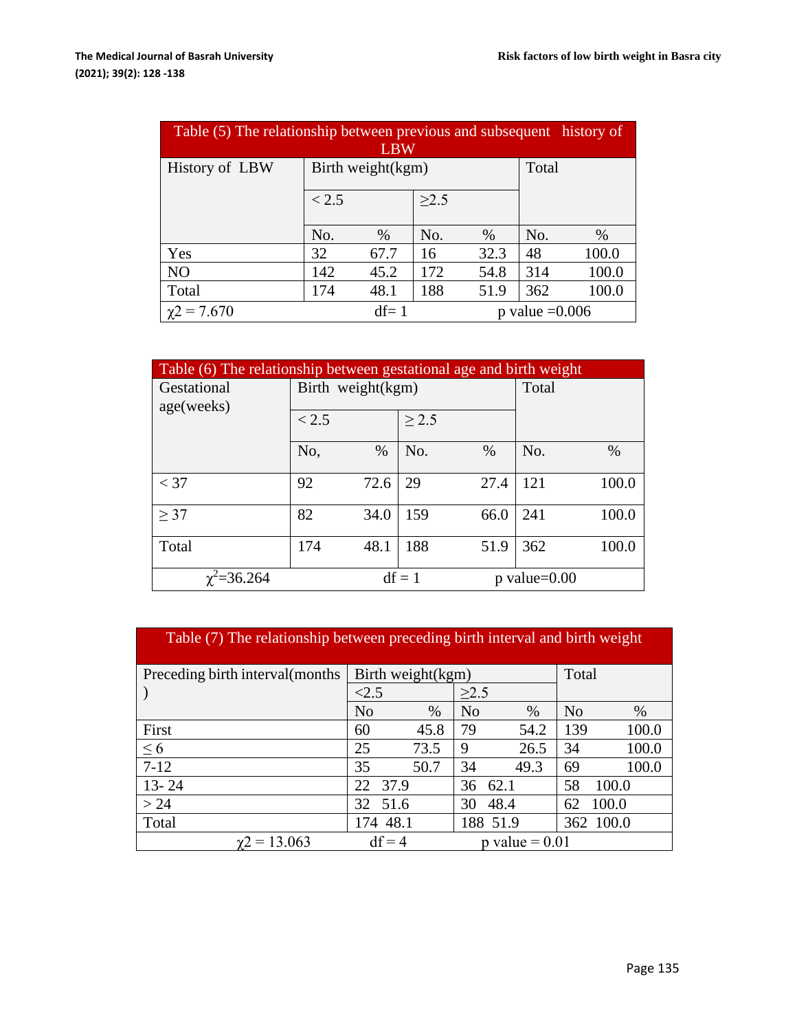| Table (5) The relationship between previous and subsequent history of LBW | | | | | | |
|---|---|---|---|---|---|---|
| History of LBW | Birth weight(kgm) | | | | Total | |
| | < 2.5 | | ≥2.5 | | | |
| | No. | % | No. | % | No. | % |
| Yes | 32 | 67.7 | 16 | 32.3 | 48 | 100.0 |
| NO | 142 | 45.2 | 172 | 54.8 | 314 | 100.0 |
| Total | 174 | 48.1 | 188 | 51.9 | 362 | 100.0 |
| $\chi2 = 7.670$ | | df= 1 | | p value =0.006 | | |

| Table (6) The relationship between gestational age and birth weight | | | | | | |
|---|---|---|---|---|---|---|
| Gestational age(weeks) | Birth weight(kgm) | | | | Total | |
| | < 2.5 | | ≥ 2.5 | | | |
| | No, | % | No. | % | No. | % |
| < 37 | 92 | 72.6 | 29 | 27.4 | 121 | 100.0 |
| ≥ 37 | 82 | 34.0 | 159 | 66.0 | 241 | 100.0 |
| Total | 174 | 48.1 | 188 | 51.9 | 362 | 100.0 |
| $\chi^2=36.264$ | | df = 1 | | p value=0.00 | | |

| Table (7) The relationship between preceding birth interval and birth weight | | | | | | |
|---|---|---|---|---|---|---|
| Preceding birth interval(months) | Birth weight(kgm) | | | | Total | |
| | <2.5 | | ≥2.5 | | | |
| | No | % | No | % | No | % |
| First | 60 | 45.8 | 79 | 54.2 | 139 | 100.0 |
| ≤ 6 | 25 | 73.5 | 9 | 26.5 | 34 | 100.0 |
| 7-12 | 35 | 50.7 | 34 | 49.3 | 69 | 100.0 |
| 13- 24 | 22 | 37.9 | 36 | 62.1 | 58 | 100.0 |
| > 24 | 32 | 51.6 | 30 | 48.4 | 62 | 100.0 |
| Total | 174 | 48.1 | 188 | 51.9 | 362 | 100.0 |
| $\chi2 = 13.063$ | | df = 4 | | p value = 0.01 | | |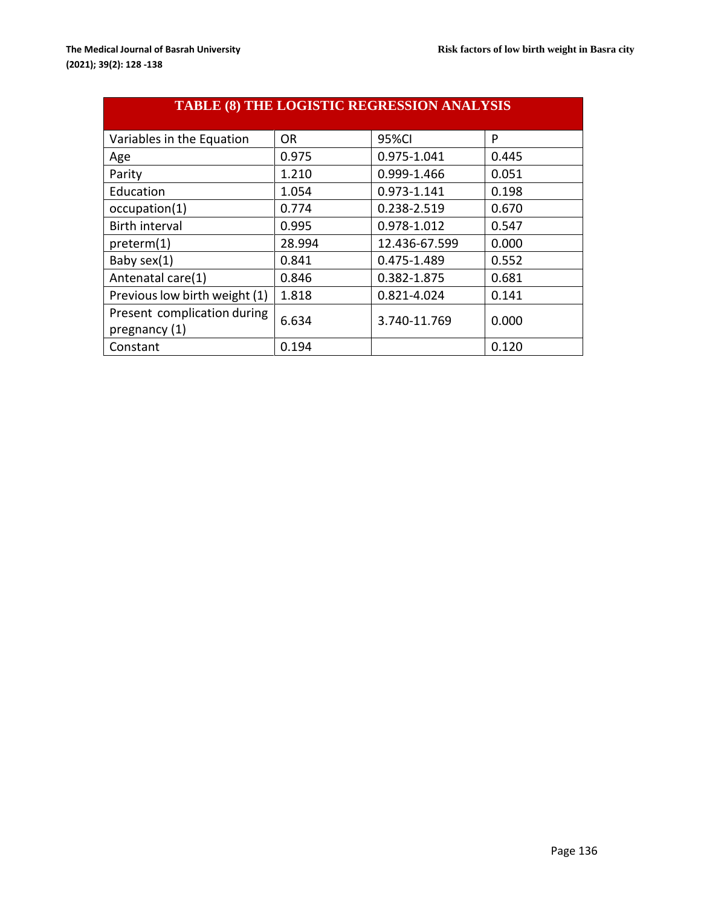**TABLE (8) THE LOGISTIC REGRESSION ANALYSIS**

| Variables in the Equation | OR | 95%CI | P |
|---|---|---|---|
| Age | 0.975 | 0.975-1.041 | 0.445 |
| Parity | 1.210 | 0.999-1.466 | 0.051 |
| Education | 1.054 | 0.973-1.141 | 0.198 |
| occupation(1) | 0.774 | 0.238-2.519 | 0.670 |
| Birth interval | 0.995 | 0.978-1.012 | 0.547 |
| preterm(1) | 28.994 | 12.436-67.599 | 0.000 |
| Baby sex(1) | 0.841 | 0.475-1.489 | 0.552 |
| Antenatal care(1) | 0.846 | 0.382-1.875 | 0.681 |
| Previous low birth weight (1) | 1.818 | 0.821-4.024 | 0.141 |
| Present complication during pregnancy (1) | 6.634 | 3.740-11.769 | 0.000 |
| Constant | 0.194 | | 0.120 |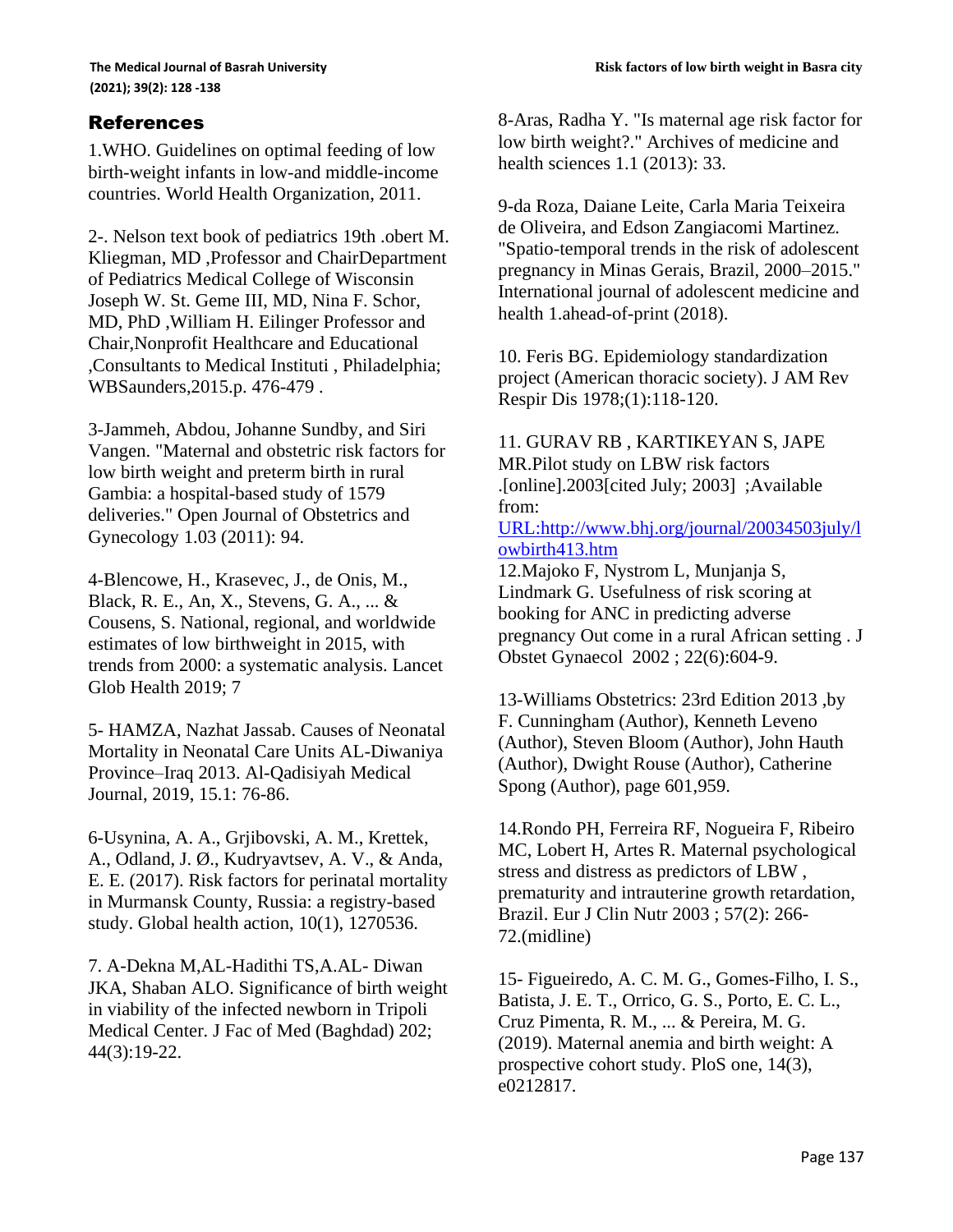## References

1.WHO. Guidelines on optimal feeding of low birth-weight infants in low-and middle-income countries. World Health Organization, 2011.

2-. Nelson text book of pediatrics 19th .obert M. Kliegman, MD ,Professor and ChairDepartment of Pediatrics Medical College of Wisconsin Joseph W. St. Geme III, MD, Nina F. Schor, MD, PhD ,William H. Eilinger Professor and Chair,Nonprofit Healthcare and Educational ,Consultants to Medical Instituti , Philadelphia; WBSaunders,2015.p. 476-479 .

3-Jammeh, Abdou, Johanne Sundby, and Siri Vangen. "Maternal and obstetric risk factors for low birth weight and preterm birth in rural Gambia: a hospital-based study of 1579 deliveries." Open Journal of Obstetrics and Gynecology 1.03 (2011): 94.

4-Blencowe, H., Krasevec, J., de Onis, M., Black, R. E., An, X., Stevens, G. A., ... & Cousens, S. National, regional, and worldwide estimates of low birthweight in 2015, with trends from 2000: a systematic analysis. Lancet Glob Health 2019; 7

5- HAMZA, Nazhat Jassab. Causes of Neonatal Mortality in Neonatal Care Units AL-Diwaniya Province–Iraq 2013. Al-Qadisiyah Medical Journal, 2019, 15.1: 76-86.

6-Usynina, A. A., Grjibovski, A. M., Krettek, A., Odland, J. Ø., Kudryavtsev, A. V., & Anda, E. E. (2017). Risk factors for perinatal mortality in Murmansk County, Russia: a registry-based study. Global health action, 10(1), 1270536.

7. A-Dekna M,AL-Hadithi TS,A.AL- Diwan JKA, Shaban ALO. Significance of birth weight in viability of the infected newborn in Tripoli Medical Center. J Fac of Med (Baghdad) 202; 44(3):19-22.

8-Aras, Radha Y. "Is maternal age risk factor for low birth weight?." Archives of medicine and health sciences 1.1 (2013): 33.

9-da Roza, Daiane Leite, Carla Maria Teixeira de Oliveira, and Edson Zangiacomi Martinez. "Spatio-temporal trends in the risk of adolescent pregnancy in Minas Gerais, Brazil, 2000–2015." International journal of adolescent medicine and health 1.ahead-of-print (2018).

10. Feris BG. Epidemiology standardization project (American thoracic society). J AM Rev Respir Dis 1978;(1):118-120.

11. GURAV RB , KARTIKEYAN S, JAPE MR.Pilot study on LBW risk factors .[online].2003[cited July; 2003] ;Available from: URL:http://www.bhj.org/journal/20034503july/lowbirth413.htm

12.Majoko F, Nystrom L, Munjanja S, Lindmark G. Usefulness of risk scoring at booking for ANC in predicting adverse pregnancy Out come in a rural African setting . J Obstet Gynaecol 2002 ; 22(6):604-9.

13-Williams Obstetrics: 23rd Edition 2013 ,by F. Cunningham (Author), Kenneth Leveno (Author), Steven Bloom (Author), John Hauth (Author), Dwight Rouse (Author), Catherine Spong (Author), page 601,959.

14.Rondo PH, Ferreira RF, Nogueira F, Ribeiro MC, Lobert H, Artes R. Maternal psychological stress and distress as predictors of LBW , prematurity and intrauterine growth retardation, Brazil. Eur J Clin Nutr 2003 ; 57(2): 266-72.(midline)

15- Figueiredo, A. C. M. G., Gomes-Filho, I. S., Batista, J. E. T., Orrico, G. S., Porto, E. C. L., Cruz Pimenta, R. M., ... & Pereira, M. G. (2019). Maternal anemia and birth weight: A prospective cohort study. PloS one, 14(3), e0212817.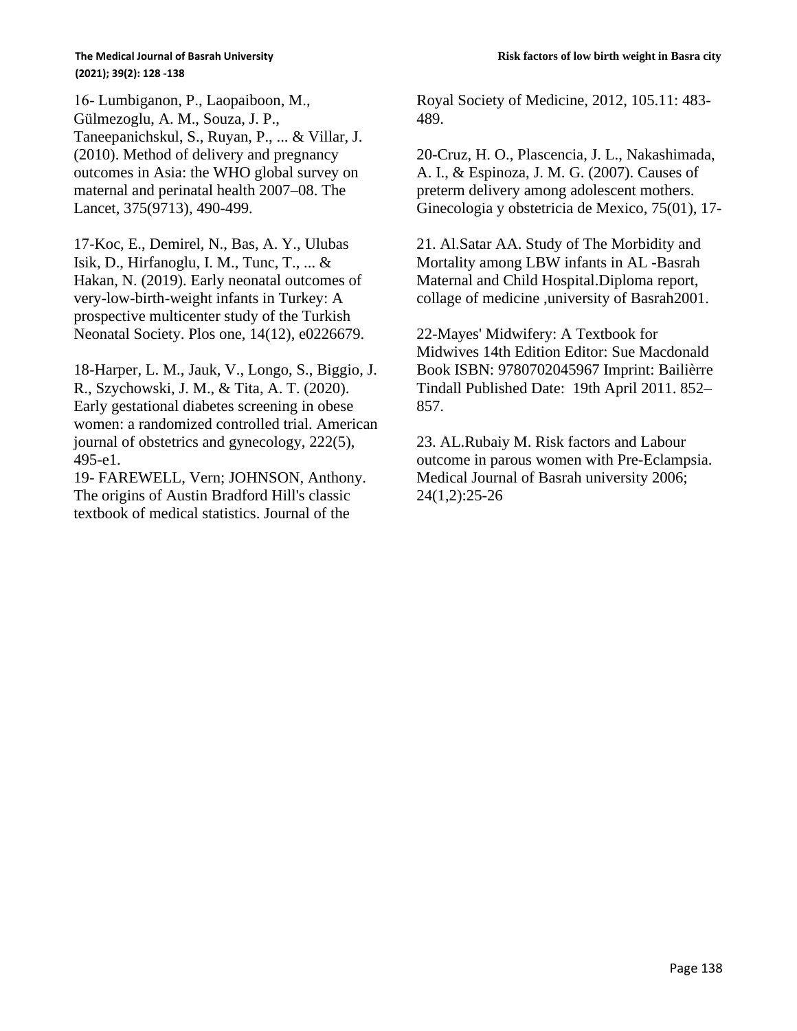16- Lumbiganon, P., Laopaiboon, M., Gülmezoglu, A. M., Souza, J. P., Taneepanichskul, S., Ruyan, P., ... & Villar, J. (2010). Method of delivery and pregnancy outcomes in Asia: the WHO global survey on maternal and perinatal health 2007–08. The Lancet, 375(9713), 490-499.

17-Koc, E., Demirel, N., Bas, A. Y., Ulubas Isik, D., Hirfanoglu, I. M., Tunc, T., ... & Hakan, N. (2019). Early neonatal outcomes of very-low-birth-weight infants in Turkey: A prospective multicenter study of the Turkish Neonatal Society. Plos one, 14(12), e0226679.

18-Harper, L. M., Jauk, V., Longo, S., Biggio, J. R., Szychowski, J. M., & Tita, A. T. (2020). Early gestational diabetes screening in obese women: a randomized controlled trial. American journal of obstetrics and gynecology, 222(5), 495-e1.

19- FAREWELL, Vern; JOHNSON, Anthony. The origins of Austin Bradford Hill's classic textbook of medical statistics. Journal of the Royal Society of Medicine, 2012, 105.11: 483-489.

20-Cruz, H. O., Plascencia, J. L., Nakashimada, A. I., & Espinoza, J. M. G. (2007). Causes of preterm delivery among adolescent mothers. Ginecologia y obstetricia de Mexico, 75(01), 17-

21. Al.Satar AA. Study of The Morbidity and Mortality among LBW infants in AL -Basrah Maternal and Child Hospital.Diploma report, collage of medicine ,university of Basrah2001.

22-Mayes' Midwifery: A Textbook for Midwives 14th Edition Editor: Sue Macdonald Book ISBN: 9780702045967 Imprint: Baillièrre Tindall Published Date: 19th April 2011. 852–857.

23. AL.Rubaiy M. Risk factors and Labour outcome in parous women with Pre-Eclampsia. Medical Journal of Basrah university 2006; 24(1,2):25-26